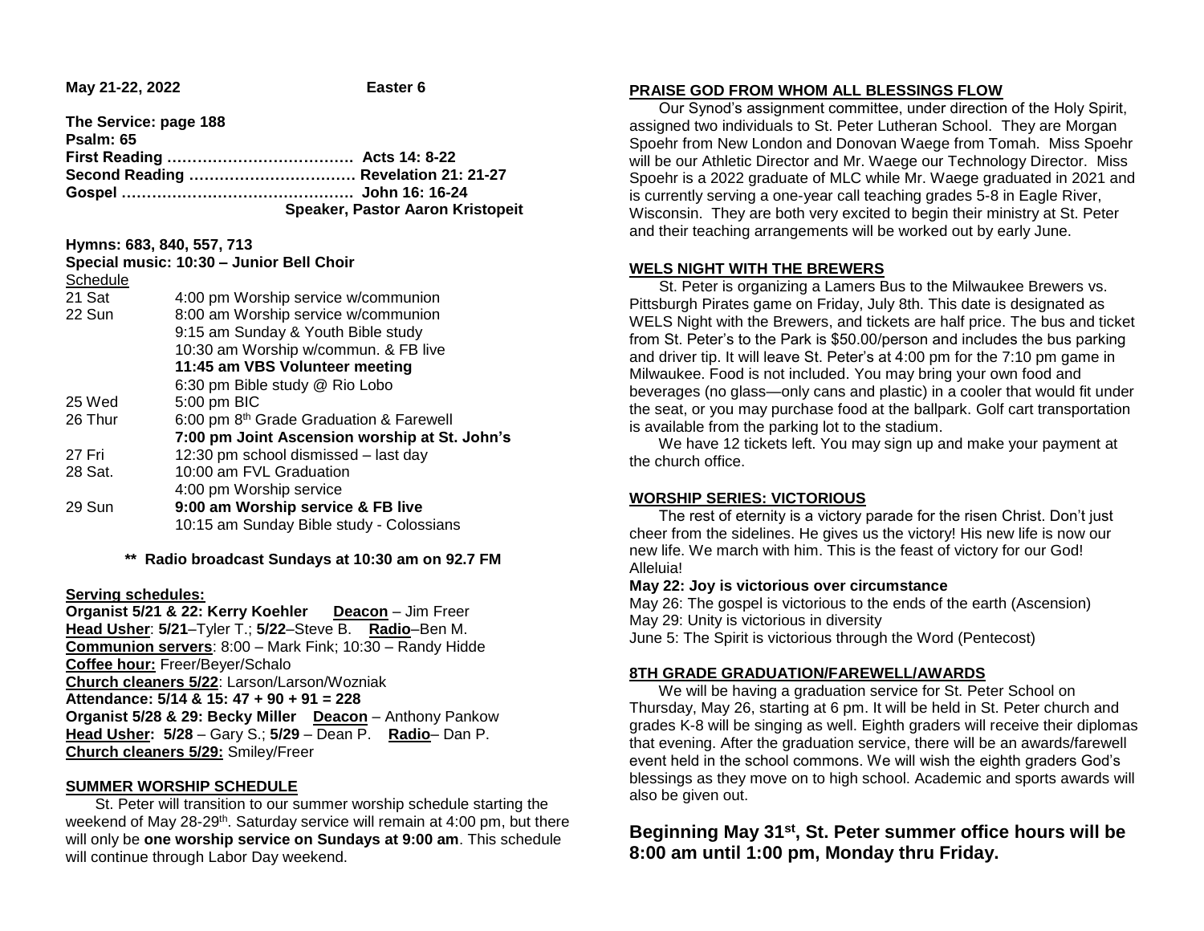**May 21-22, 2022** **Easter 6**

**The Service: page 188**
**Psalm: 65**
**First Reading ……………………………… Acts 14: 8-22**
**Second Reading …………………………… Revelation 21: 21-27**
**Gospel ……………………………………… John 16: 16-24**
**Speaker, Pastor Aaron Kristopeit**

**Hymns: 683, 840, 557, 713**
**Special music: 10:30 – Junior Bell Choir**

Schedule

| | |
|---|---|
| 21 Sat | 4:00 pm Worship service w/communion |
| 22 Sun | 8:00 am Worship service w/communion |
| | 9:15 am Sunday & Youth Bible study |
| | 10:30 am Worship w/commun. & FB live |
| | **11:45 am VBS Volunteer meeting** |
| | 6:30 pm Bible study @ Rio Lobo |
| 25 Wed | 5:00 pm BIC |
| 26 Thur | 6:00 pm 8th Grade Graduation & Farewell |
| | **7:00 pm Joint Ascension worship at St. John's** |
| 27 Fri | 12:30 pm school dismissed – last day |
| 28 Sat. | 10:00 am FVL Graduation |
| | 4:00 pm Worship service |
| 29 Sun | **9:00 am Worship service & FB live** |
| | 10:15 am Sunday Bible study - Colossians |

**\*\* Radio broadcast Sundays at 10:30 am on 92.7 FM**

**Serving schedules:**
**Organist 5/21 & 22: Kerry Koehler** **Deacon** – Jim Freer
**Head Usher**: **5/21**–Tyler T.; **5/22**–Steve B. **Radio**–Ben M.
**Communion servers**: 8:00 – Mark Fink; 10:30 – Randy Hidde
**Coffee hour:** Freer/Beyer/Schalo
**Church cleaners 5/22**: Larson/Larson/Wozniak
**Attendance: 5/14 & 15: 47 + 90 + 91 = 228**
**Organist 5/28 & 29: Becky Miller** **Deacon** – Anthony Pankow
**Head Usher: 5/28** – Gary S.; **5/29** – Dean P. **Radio**– Dan P.
**Church cleaners 5/29:** Smiley/Freer

## SUMMER WORSHIP SCHEDULE

St. Peter will transition to our summer worship schedule starting the weekend of May 28-29th. Saturday service will remain at 4:00 pm, but there will only be **one worship service on Sundays at 9:00 am**. This schedule will continue through Labor Day weekend.

## PRAISE GOD FROM WHOM ALL BLESSINGS FLOW

Our Synod's assignment committee, under direction of the Holy Spirit, assigned two individuals to St. Peter Lutheran School. They are Morgan Spoehr from New London and Donovan Waege from Tomah. Miss Spoehr will be our Athletic Director and Mr. Waege our Technology Director. Miss Spoehr is a 2022 graduate of MLC while Mr. Waege graduated in 2021 and is currently serving a one-year call teaching grades 5-8 in Eagle River, Wisconsin. They are both very excited to begin their ministry at St. Peter and their teaching arrangements will be worked out by early June.

## WELS NIGHT WITH THE BREWERS

St. Peter is organizing a Lamers Bus to the Milwaukee Brewers vs. Pittsburgh Pirates game on Friday, July 8th. This date is designated as WELS Night with the Brewers, and tickets are half price. The bus and ticket from St. Peter's to the Park is $50.00/person and includes the bus parking and driver tip. It will leave St. Peter's at 4:00 pm for the 7:10 pm game in Milwaukee. Food is not included. You may bring your own food and beverages (no glass—only cans and plastic) in a cooler that would fit under the seat, or you may purchase food at the ballpark. Golf cart transportation is available from the parking lot to the stadium.

We have 12 tickets left. You may sign up and make your payment at the church office.

## WORSHIP SERIES: VICTORIOUS

The rest of eternity is a victory parade for the risen Christ. Don't just cheer from the sidelines. He gives us the victory! His new life is now our new life. We march with him. This is the feast of victory for our God! Alleluia!

**May 22: Joy is victorious over circumstance**
May 26: The gospel is victorious to the ends of the earth (Ascension)
May 29: Unity is victorious in diversity
June 5: The Spirit is victorious through the Word (Pentecost)

## 8TH GRADE GRADUATION/FAREWELL/AWARDS

We will be having a graduation service for St. Peter School on Thursday, May 26, starting at 6 pm. It will be held in St. Peter church and grades K-8 will be singing as well. Eighth graders will receive their diplomas that evening. After the graduation service, there will be an awards/farewell event held in the school commons. We will wish the eighth graders God's blessings as they move on to high school. Academic and sports awards will also be given out.

**Beginning May 31st, St. Peter summer office hours will be 8:00 am until 1:00 pm, Monday thru Friday.**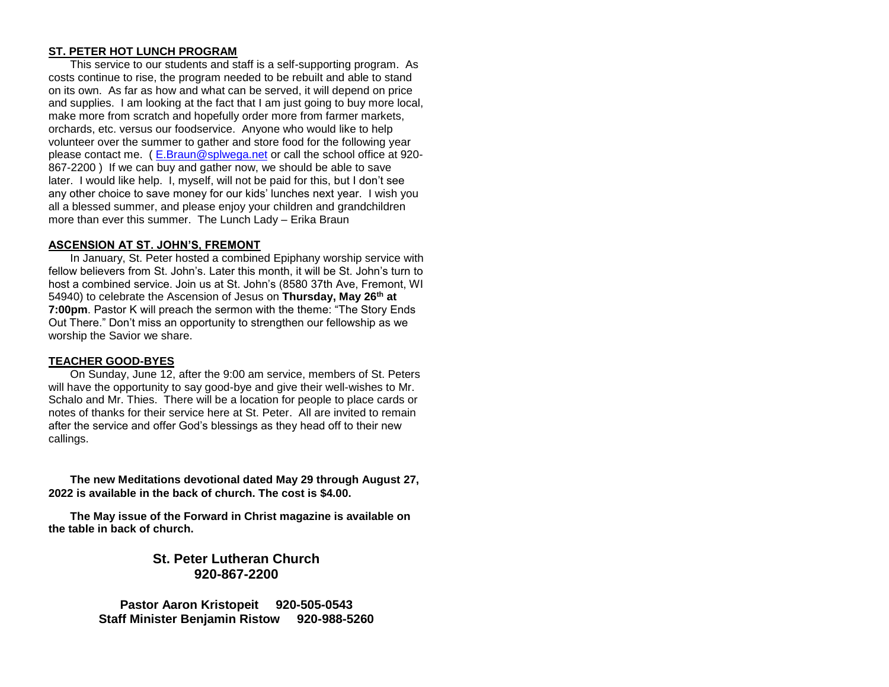## ST. PETER HOT LUNCH PROGRAM

This service to our students and staff is a self-supporting program. As costs continue to rise, the program needed to be rebuilt and able to stand on its own. As far as how and what can be served, it will depend on price and supplies. I am looking at the fact that I am just going to buy more local, make more from scratch and hopefully order more from farmer markets, orchards, etc. versus our foodservice. Anyone who would like to help volunteer over the summer to gather and store food for the following year please contact me. ( E.Braun@splwega.net or call the school office at 920-867-2200 ) If we can buy and gather now, we should be able to save later. I would like help. I, myself, will not be paid for this, but I don't see any other choice to save money for our kids' lunches next year. I wish you all a blessed summer, and please enjoy your children and grandchildren more than ever this summer. The Lunch Lady – Erika Braun

## ASCENSION AT ST. JOHN'S, FREMONT

In January, St. Peter hosted a combined Epiphany worship service with fellow believers from St. John's. Later this month, it will be St. John's turn to host a combined service. Join us at St. John's (8580 37th Ave, Fremont, WI 54940) to celebrate the Ascension of Jesus on **Thursday, May 26th at 7:00pm**. Pastor K will preach the sermon with the theme: "The Story Ends Out There." Don't miss an opportunity to strengthen our fellowship as we worship the Savior we share.

## TEACHER GOOD-BYES

On Sunday, June 12, after the 9:00 am service, members of St. Peters will have the opportunity to say good-bye and give their well-wishes to Mr. Schalo and Mr. Thies. There will be a location for people to place cards or notes of thanks for their service here at St. Peter. All are invited to remain after the service and offer God's blessings as they head off to their new callings.

**The new Meditations devotional dated May 29 through August 27, 2022 is available in the back of church. The cost is $4.00.**

**The May issue of the Forward in Christ magazine is available on the table in back of church.**

**St. Peter Lutheran Church**
**920-867-2200**

**Pastor Aaron Kristopeit 920-505-0543**
**Staff Minister Benjamin Ristow 920-988-5260**